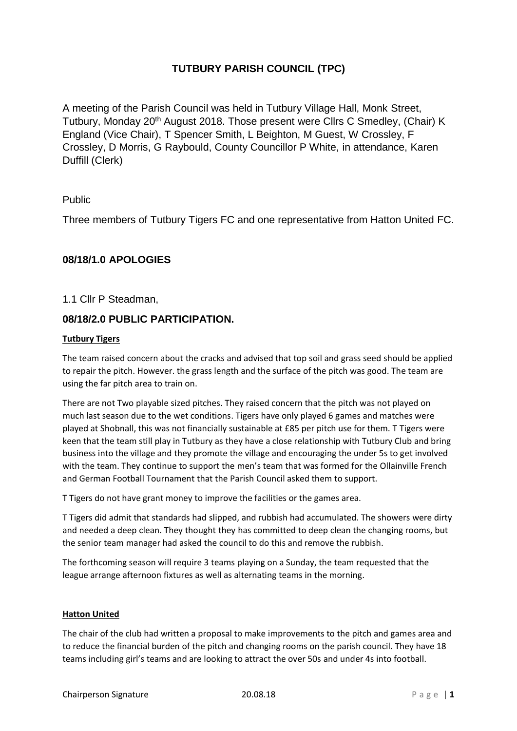# TUTBURY PARISH COUNCIL (TPC)

A meeting of the Parish Council was held in Tutbury Village Hall, Monk Street, Tutbury, Monday 20th August 2018. Those present were Cllrs C Smedley, (Chair) K England (Vice Chair), T Spencer Smith, L Beighton, M Guest, W Crossley, F Crossley, D Morris, G Raybould, County Councillor P White, in attendance, Karen Duffill (Clerk)

Public

Three members of Tutbury Tigers FC and one representative from Hatton United FC.

## 08/18/1.0 APOLOGIES

1.1 Cllr P Steadman,

## 08/18/2.0 PUBLIC PARTICIPATION.

**Tutbury Tigers**

The team raised concern about the cracks and advised that top soil and grass seed should be applied to repair the pitch. However. the grass length and the surface of the pitch was good. The team are using the far pitch area to train on.

There are not Two playable sized pitches. They raised concern that the pitch was not played on much last season due to the wet conditions. Tigers have only played 6 games and matches were played at Shobnall, this was not financially sustainable at £85 per pitch use for them. T Tigers were keen that the team still play in Tutbury as they have a close relationship with Tutbury Club and bring business into the village and they promote the village and encouraging the under 5s to get involved with the team. They continue to support the men's team that was formed for the Ollainville French and German Football Tournament that the Parish Council asked them to support.

T Tigers do not have grant money to improve the facilities or the games area.

T Tigers did admit that standards had slipped, and rubbish had accumulated. The showers were dirty and needed a deep clean. They thought they has committed to deep clean the changing rooms, but the senior team manager had asked the council to do this and remove the rubbish.

The forthcoming season will require 3 teams playing on a Sunday, the team requested that the league arrange afternoon fixtures as well as alternating teams in the morning.

**Hatton United**

The chair of the club had written a proposal to make improvements to the pitch and games area and to reduce the financial burden of the pitch and changing rooms on the parish council. They have 18 teams including girl's teams and are looking to attract the over 50s and under 4s into football.

Chairperson Signature 20.08.18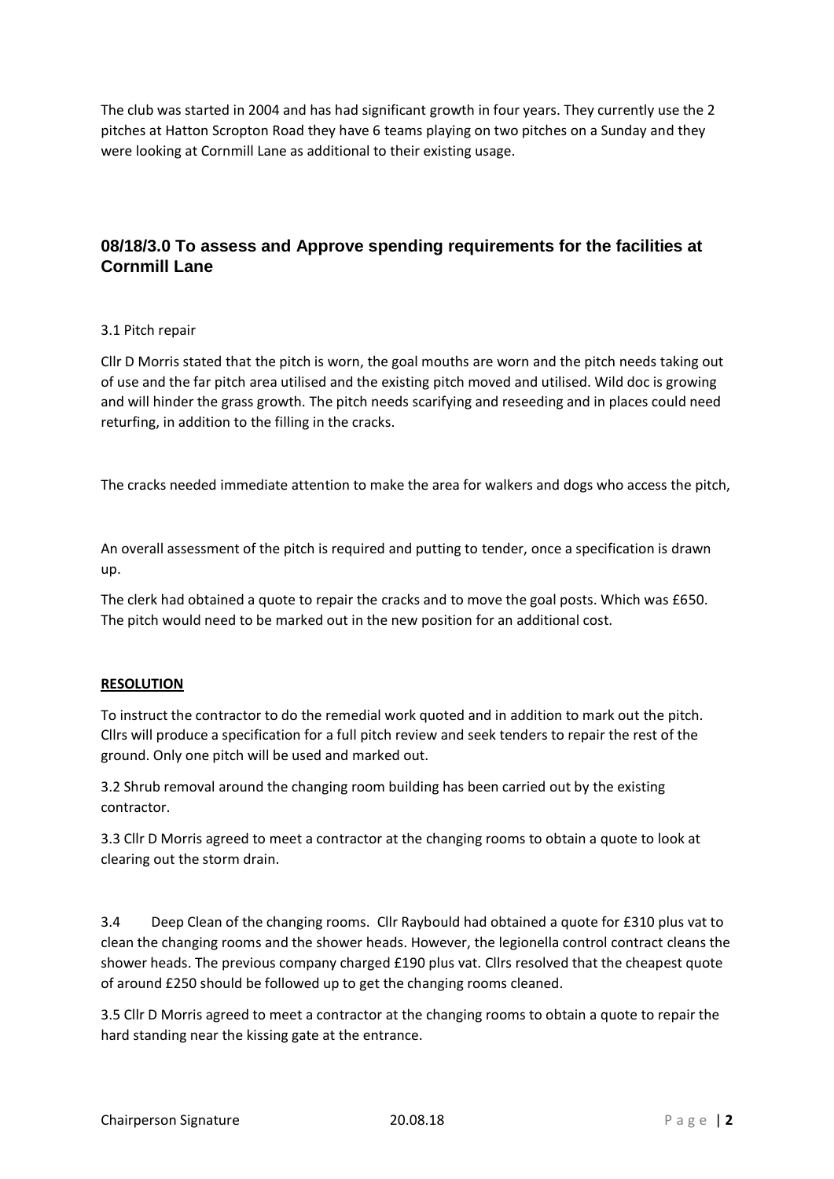The club was started in 2004 and has had significant growth in four years. They currently use the 2 pitches at Hatton Scropton Road they have 6 teams playing on two pitches on a Sunday and they were looking at Cornmill Lane as additional to their existing usage.

## 08/18/3.0 To assess and Approve spending requirements for the facilities at Cornmill Lane

3.1 Pitch repair

Cllr D Morris stated that the pitch is worn, the goal mouths are worn and the pitch needs taking out of use and the far pitch area utilised and the existing pitch moved and utilised. Wild doc is growing and will hinder the grass growth. The pitch needs scarifying and reseeding and in places could need returfing, in addition to the filling in the cracks.

The cracks needed immediate attention to make the area for walkers and dogs who access the pitch,

An overall assessment of the pitch is required and putting to tender, once a specification is drawn up.

The clerk had obtained a quote to repair the cracks and to move the goal posts. Which was £650. The pitch would need to be marked out in the new position for an additional cost.

**RESOLUTION**

To instruct the contractor to do the remedial work quoted and in addition to mark out the pitch. Cllrs will produce a specification for a full pitch review and seek tenders to repair the rest of the ground. Only one pitch will be used and marked out.

3.2 Shrub removal around the changing room building has been carried out by the existing contractor.

3.3 Cllr D Morris agreed to meet a contractor at the changing rooms to obtain a quote to look at clearing out the storm drain.

3.4 Deep Clean of the changing rooms. Cllr Raybould had obtained a quote for £310 plus vat to clean the changing rooms and the shower heads. However, the legionella control contract cleans the shower heads. The previous company charged £190 plus vat. Cllrs resolved that the cheapest quote of around £250 should be followed up to get the changing rooms cleaned.

3.5 Cllr D Morris agreed to meet a contractor at the changing rooms to obtain a quote to repair the hard standing near the kissing gate at the entrance.

Chairperson Signature 20.08.18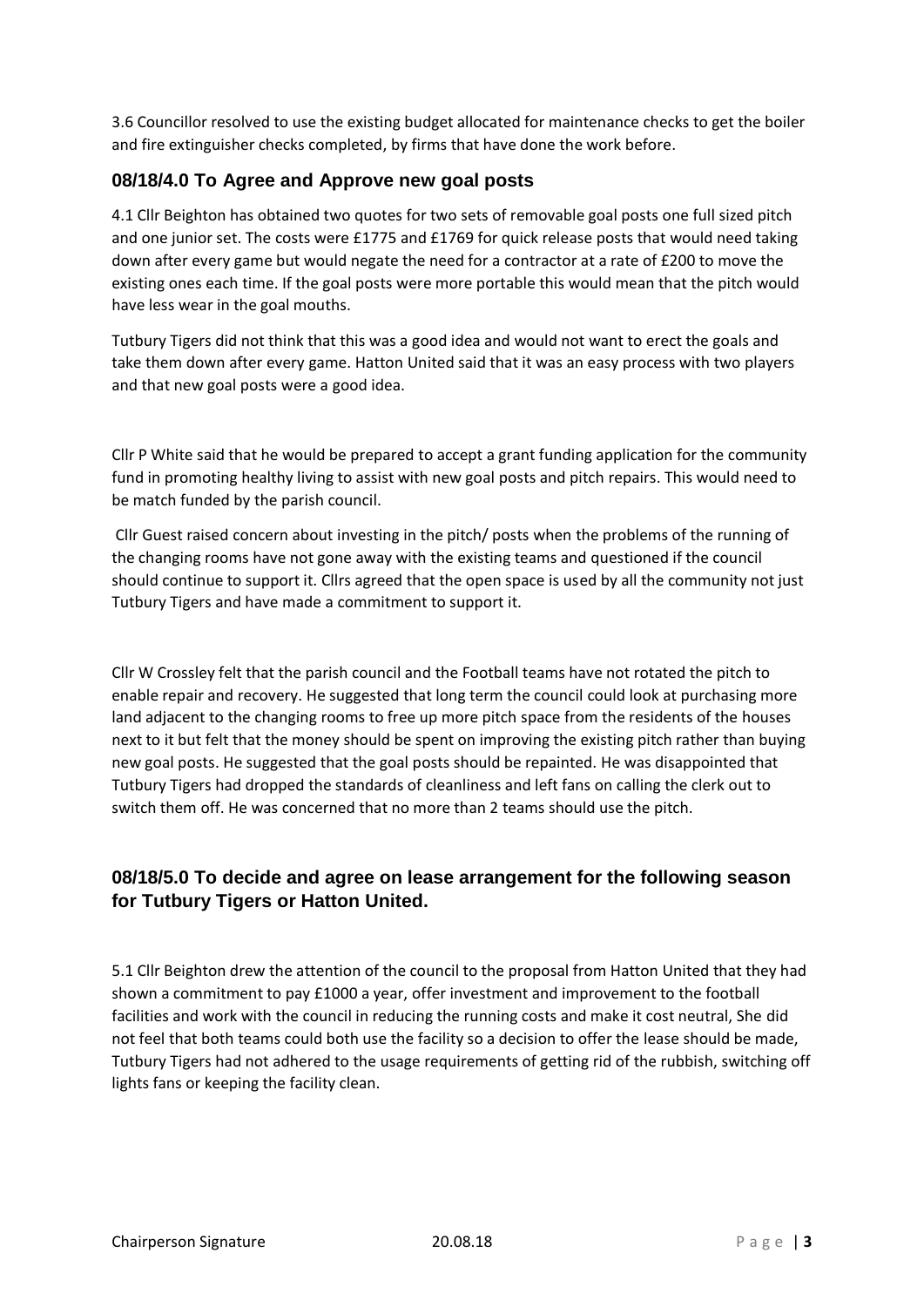3.6 Councillor resolved to use the existing budget allocated for maintenance checks to get the boiler and fire extinguisher checks completed, by firms that have done the work before.

### 08/18/4.0 To Agree and Approve new goal posts

4.1 Cllr Beighton has obtained two quotes for two sets of removable goal posts one full sized pitch and one junior set. The costs were £1775 and £1769 for quick release posts that would need taking down after every game but would negate the need for a contractor at a rate of £200 to move the existing ones each time. If the goal posts were more portable this would mean that the pitch would have less wear in the goal mouths.

Tutbury Tigers did not think that this was a good idea and would not want to erect the goals and take them down after every game. Hatton United said that it was an easy process with two players and that new goal posts were a good idea.

Cllr P White said that he would be prepared to accept a grant funding application for the community fund in promoting healthy living to assist with new goal posts and pitch repairs. This would need to be match funded by the parish council.

Cllr Guest raised concern about investing in the pitch/ posts when the problems of the running of the changing rooms have not gone away with the existing teams and questioned if the council should continue to support it. Cllrs agreed that the open space is used by all the community not just Tutbury Tigers and have made a commitment to support it.

Cllr W Crossley felt that the parish council and the Football teams have not rotated the pitch to enable repair and recovery. He suggested that long term the council could look at purchasing more land adjacent to the changing rooms to free up more pitch space from the residents of the houses next to it but felt that the money should be spent on improving the existing pitch rather than buying new goal posts. He suggested that the goal posts should be repainted. He was disappointed that Tutbury Tigers had dropped the standards of cleanliness and left fans on calling the clerk out to switch them off. He was concerned that no more than 2 teams should use the pitch.

### 08/18/5.0 To decide and agree on lease arrangement for the following season for Tutbury Tigers or Hatton United.

5.1 Cllr Beighton drew the attention of the council to the proposal from Hatton United that they had shown a commitment to pay £1000 a year, offer investment and improvement to the football facilities and work with the council in reducing the running costs and make it cost neutral, She did not feel that both teams could both use the facility so a decision to offer the lease should be made, Tutbury Tigers had not adhered to the usage requirements of getting rid of the rubbish, switching off lights fans or keeping the facility clean.

Chairperson Signature 20.08.18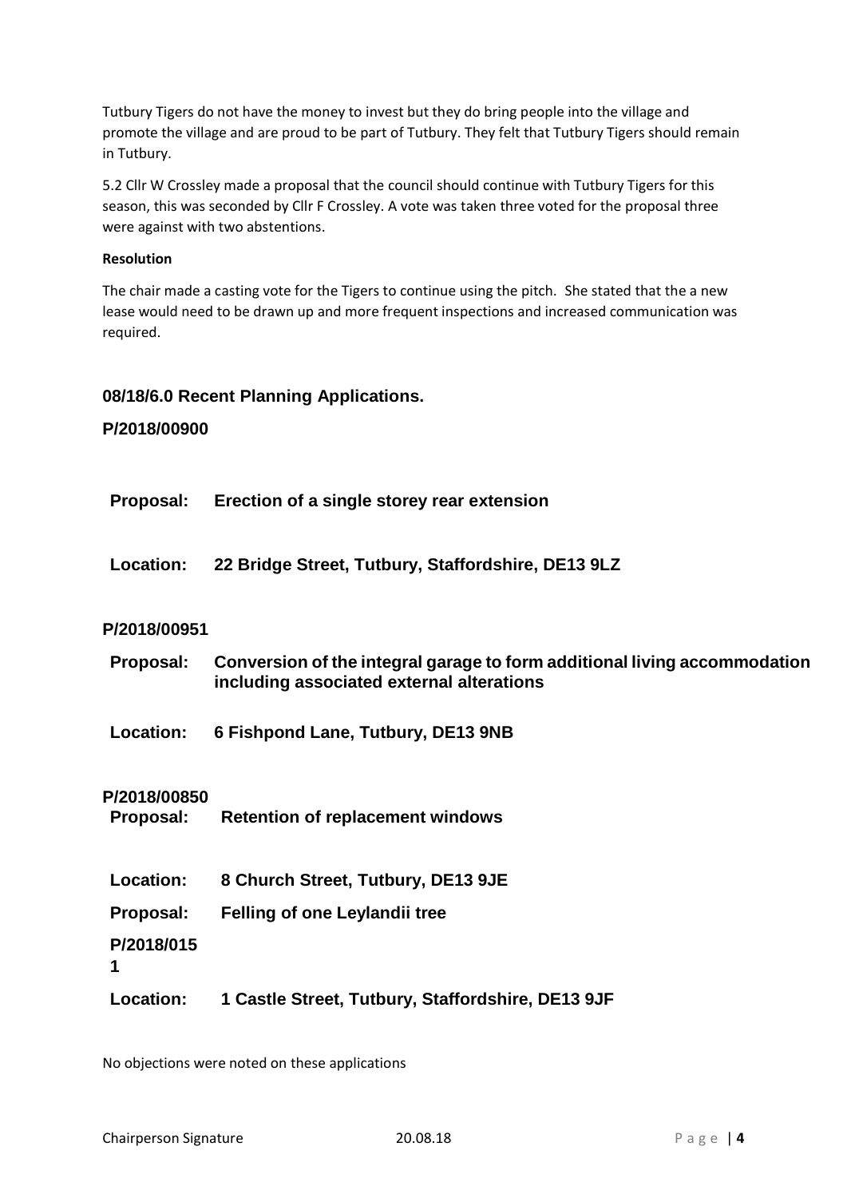Tutbury Tigers do not have the money to invest but they do bring people into the village and promote the village and are proud to be part of Tutbury. They felt that Tutbury Tigers should remain in Tutbury.

5.2 Cllr W Crossley made a proposal that the council should continue with Tutbury Tigers for this season, this was seconded by Cllr F Crossley. A vote was taken three voted for the proposal three were against with two abstentions.

**Resolution**

The chair made a casting vote for the Tigers to continue using the pitch. She stated that the a new lease would need to be drawn up and more frequent inspections and increased communication was required.

### 08/18/6.0 Recent Planning Applications.

**P/2018/00900**

**Proposal:** **Erection of a single storey rear extension**

**Location:** **22 Bridge Street, Tutbury, Staffordshire, DE13 9LZ**

**P/2018/00951**

**Proposal:** **Conversion of the integral garage to form additional living accommodation including associated external alterations**

**Location:** **6 Fishpond Lane, Tutbury, DE13 9NB**

**P/2018/00850**

**Proposal:** **Retention of replacement windows**

**Location:** **8 Church Street, Tutbury, DE13 9JE**

**Proposal:** **Felling of one Leylandii tree**

**P/2018/0151**

**Location:** **1 Castle Street, Tutbury, Staffordshire, DE13 9JF**

No objections were noted on these applications

Chairperson Signature 20.08.18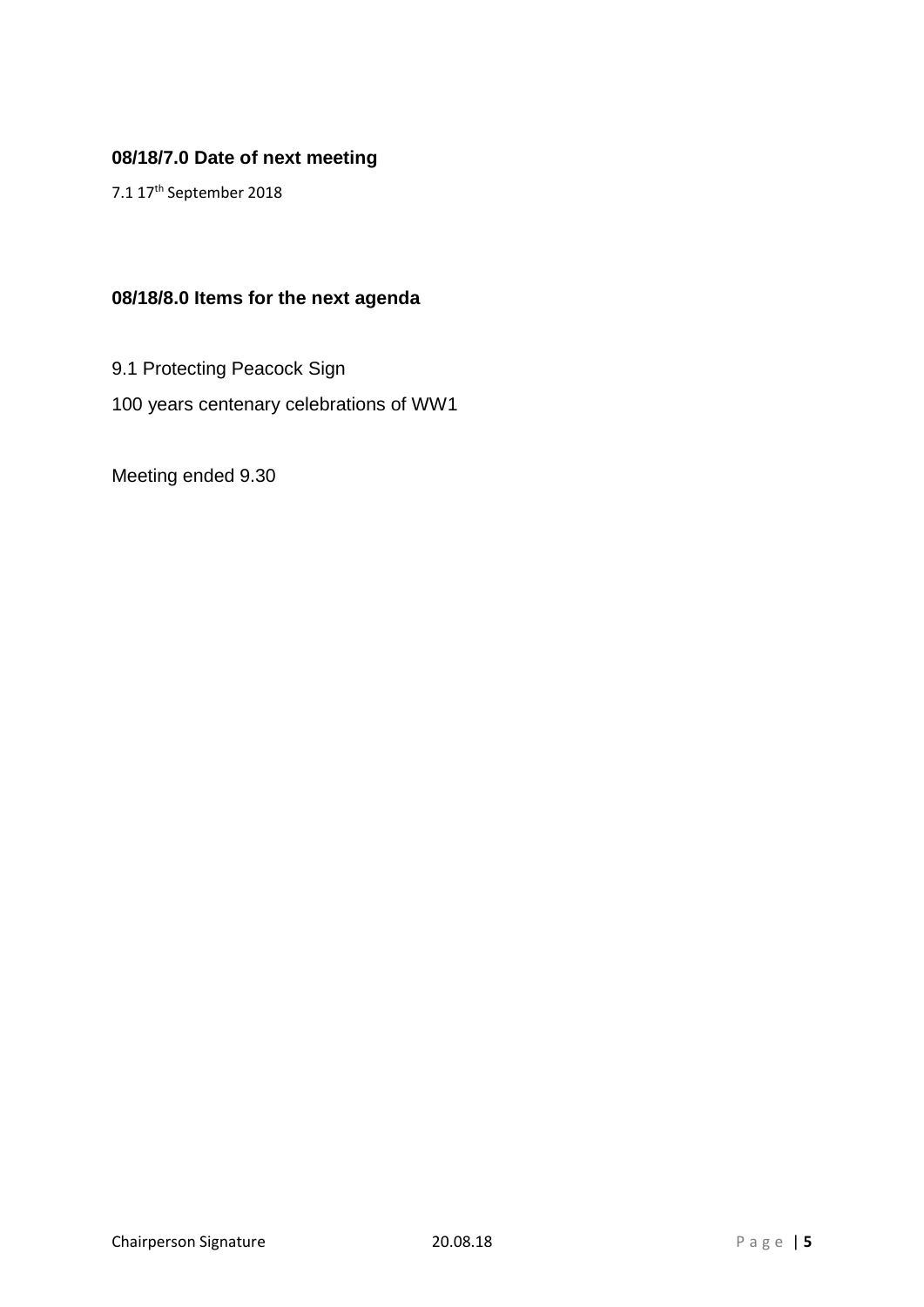### 08/18/7.0 Date of next meeting

7.1 17th September 2018

### 08/18/8.0 Items for the next agenda

9.1 Protecting Peacock Sign

100 years centenary celebrations of WW1

Meeting ended 9.30

Chairperson Signature 20.08.18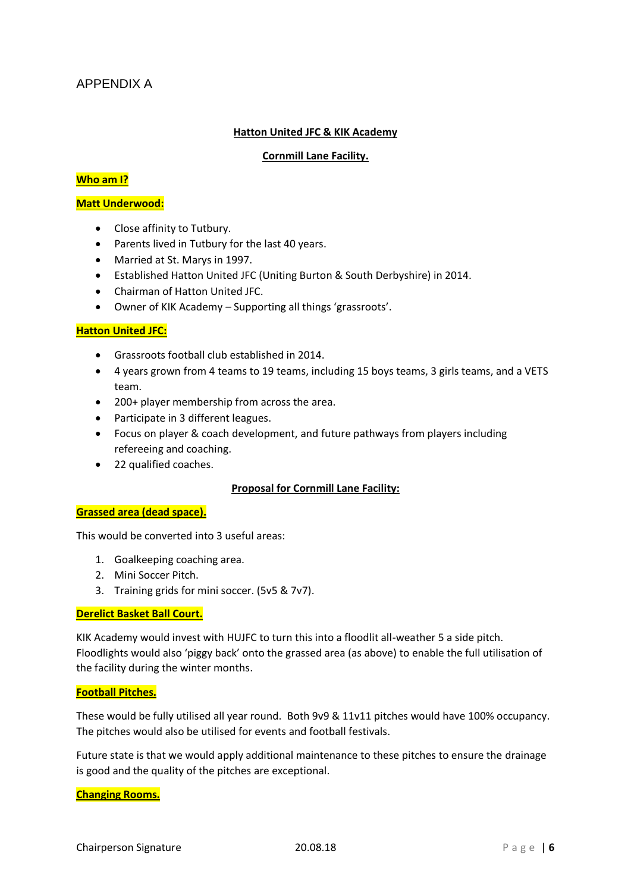APPENDIX A

**Hatton United JFC & KIK Academy**

**Cornmill Lane Facility.**

**Who am I?**

**Matt Underwood:**

- Close affinity to Tutbury.
- Parents lived in Tutbury for the last 40 years.
- Married at St. Marys in 1997.
- Established Hatton United JFC (Uniting Burton & South Derbyshire) in 2014.
- Chairman of Hatton United JFC.
- Owner of KIK Academy – Supporting all things 'grassroots'.

**Hatton United JFC:**

- Grassroots football club established in 2014.
- 4 years grown from 4 teams to 19 teams, including 15 boys teams, 3 girls teams, and a VETS team.
- 200+ player membership from across the area.
- Participate in 3 different leagues.
- Focus on player & coach development, and future pathways from players including refereeing and coaching.
- 22 qualified coaches.

**Proposal for Cornmill Lane Facility:**

**Grassed area (dead space).**

This would be converted into 3 useful areas:

1. Goalkeeping coaching area.
2. Mini Soccer Pitch.
3. Training grids for mini soccer. (5v5 & 7v7).

**Derelict Basket Ball Court.**

KIK Academy would invest with HUJFC to turn this into a floodlit all-weather 5 a side pitch. Floodlights would also 'piggy back' onto the grassed area (as above) to enable the full utilisation of the facility during the winter months.

**Football Pitches.**

These would be fully utilised all year round. Both 9v9 & 11v11 pitches would have 100% occupancy. The pitches would also be utilised for events and football festivals.

Future state is that we would apply additional maintenance to these pitches to ensure the drainage is good and the quality of the pitches are exceptional.

**Changing Rooms.**

Chairperson Signature 20.08.18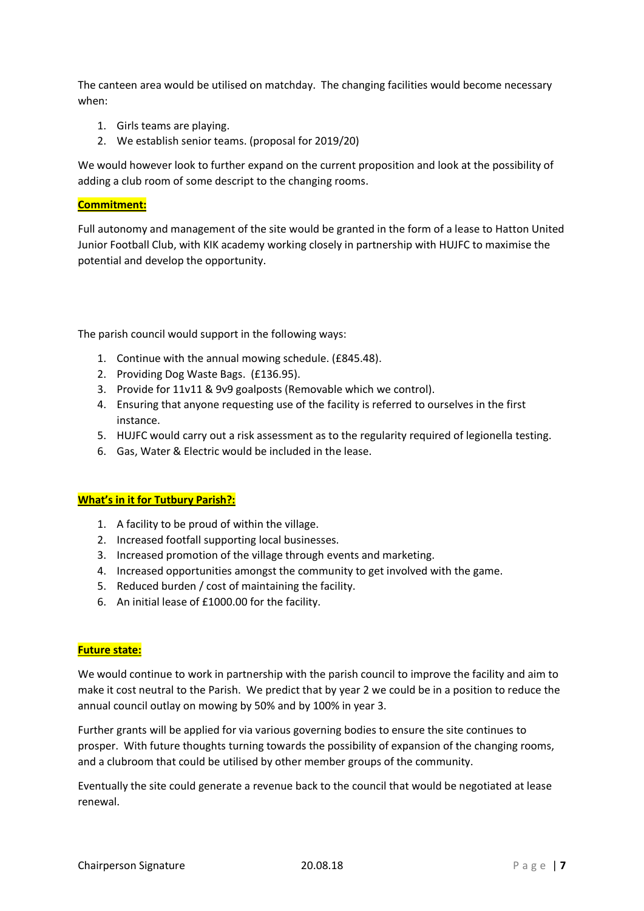The canteen area would be utilised on matchday. The changing facilities would become necessary when:

1. Girls teams are playing.
2. We establish senior teams. (proposal for 2019/20)

We would however look to further expand on the current proposition and look at the possibility of adding a club room of some descript to the changing rooms.

**Commitment:**

Full autonomy and management of the site would be granted in the form of a lease to Hatton United Junior Football Club, with KIK academy working closely in partnership with HUJFC to maximise the potential and develop the opportunity.

The parish council would support in the following ways:

1. Continue with the annual mowing schedule. (£845.48).
2. Providing Dog Waste Bags. (£136.95).
3. Provide for 11v11 & 9v9 goalposts (Removable which we control).
4. Ensuring that anyone requesting use of the facility is referred to ourselves in the first instance.
5. HUJFC would carry out a risk assessment as to the regularity required of legionella testing.
6. Gas, Water & Electric would be included in the lease.

**What's in it for Tutbury Parish?:**

1. A facility to be proud of within the village.
2. Increased footfall supporting local businesses.
3. Increased promotion of the village through events and marketing.
4. Increased opportunities amongst the community to get involved with the game.
5. Reduced burden / cost of maintaining the facility.
6. An initial lease of £1000.00 for the facility.

**Future state:**

We would continue to work in partnership with the parish council to improve the facility and aim to make it cost neutral to the Parish. We predict that by year 2 we could be in a position to reduce the annual council outlay on mowing by 50% and by 100% in year 3.

Further grants will be applied for via various governing bodies to ensure the site continues to prosper. With future thoughts turning towards the possibility of expansion of the changing rooms, and a clubroom that could be utilised by other member groups of the community.

Eventually the site could generate a revenue back to the council that would be negotiated at lease renewal.

Chairperson Signature 20.08.18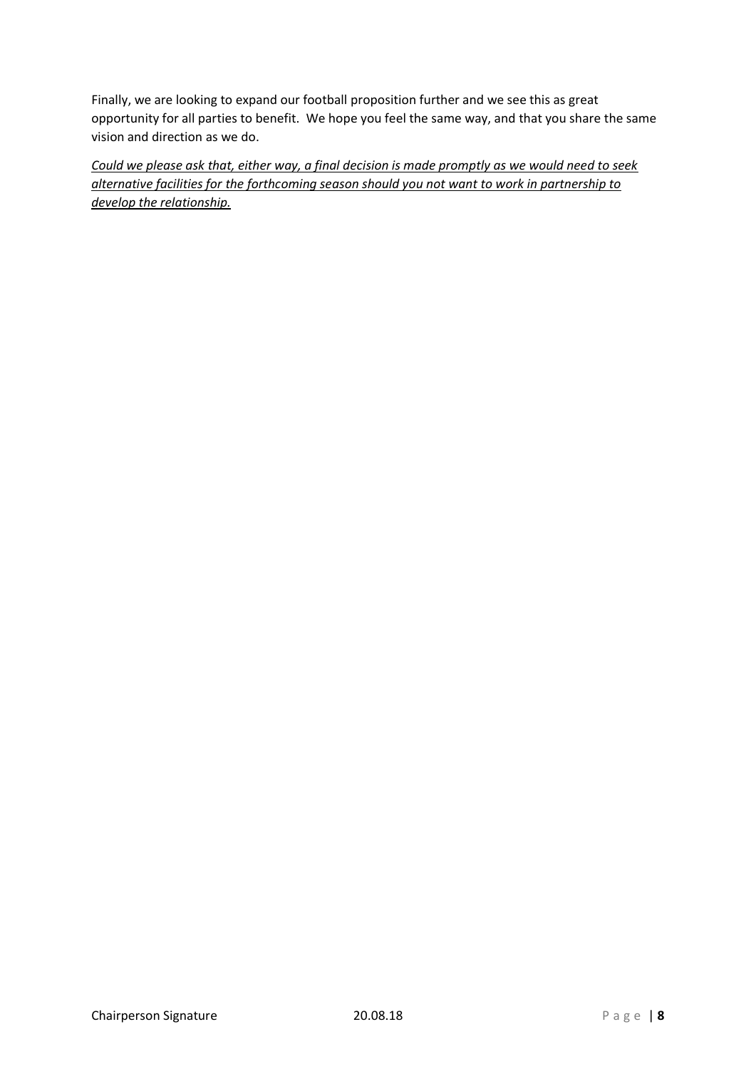Finally, we are looking to expand our football proposition further and we see this as great opportunity for all parties to benefit. We hope you feel the same way, and that you share the same vision and direction as we do.

*Could we please ask that, either way, a final decision is made promptly as we would need to seek alternative facilities for the forthcoming season should you not want to work in partnership to develop the relationship.*